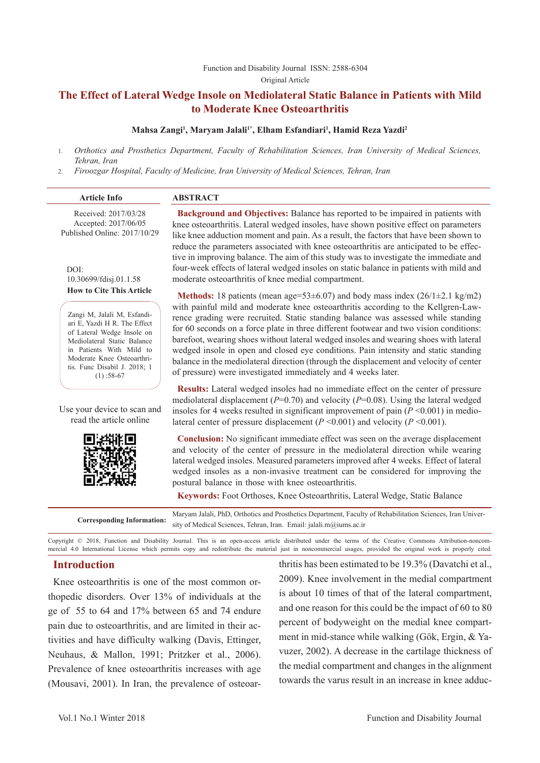Function and Disability Journal ISSN: 2588-6304

Original Article

# The Effect of Lateral Wedge Insole on Mediolateral Static Balance in Patients with Mild to Moderate Knee Osteoarthritis

**Mahsa Zangi[1], Maryam Jalali[1*], Elham Esfandiari[1], Hamid Reza Yazdi[2]**

1. *Orthotics and Prosthetics Department, Faculty of Rehabilitation Sciences, Iran University of Medical Sciences, Tehran, Iran*
2. *Firoozgar Hospital, Faculty of Medicine, Iran University of Medical Sciences, Tehran, Iran*

**Article Info**

Received: 2017/03/28
Accepted: 2017/06/05
Published Online: 2017/10/29

DOI:
10.30699/fdisj.01.1.58

**How to Cite This Article**

Zangi M, Jalali M, Esfandiari E, Yazdi H R. The Effect of Lateral Wedge Insole on Mediolateral Static Balance in Patients With Mild to Moderate Knee Osteoarthritis. Func Disabil J. 2018; 1 (1) :58-67

Use your device to scan and read the article online

## ABSTRACT

**Background and Objectives:** Balance has reported to be impaired in patients with knee osteoarthritis. Lateral wedged insoles, have shown positive effect on parameters like knee adduction moment and pain. As a result, the factors that have been shown to reduce the parameters associated with knee osteoarthritis are anticipated to be effective in improving balance. The aim of this study was to investigate the immediate and four-week effects of lateral wedged insoles on static balance in patients with mild and moderate osteoarthritis of knee medial compartment.

**Methods:** 18 patients (mean age=53±6.07) and body mass index (26/1±2.1 kg/m2) with painful mild and moderate knee osteoarthritis according to the Kellgren-Lawrence grading were recruited. Static standing balance was assessed while standing for 60 seconds on a force plate in three different footwear and two vision conditions: barefoot, wearing shoes without lateral wedged insoles and wearing shoes with lateral wedged insole in open and closed eye conditions. Pain intensity and static standing balance in the mediolateral direction (through the displacement and velocity of center of pressure) were investigated immediately and 4 weeks later.

**Results:** Lateral wedged insoles had no immediate effect on the center of pressure mediolateral displacement (*P*=0.70) and velocity (*P*=0.08). Using the lateral wedged insoles for 4 weeks resulted in significant improvement of pain (*P* <0.001) in mediolateral center of pressure displacement (*P* <0.001) and velocity (*P* <0.001).

**Conclusion:** No significant immediate effect was seen on the average displacement and velocity of the center of pressure in the mediolateral direction while wearing lateral wedged insoles. Measured parameters improved after 4 weeks. Effect of lateral wedged insoles as a non-invasive treatment can be considered for improving the postural balance in those with knee osteoarthritis.

**Keywords:** Foot Orthoses, Knee Osteoarthritis, Lateral Wedge, Static Balance

**Corresponding Information:** Maryam Jalali, PhD, Orthotics and Prosthetics Department, Faculty of Rehabilitation Sciences, Iran University of Medical Sciences, Tehran, Iran. Email: jalali.m@iums.ac.ir

Copyright © 2018, Function and Disability Journal. This is an open-access article distributed under the terms of the Creative Commons Attribution-noncommercial 4.0 International License which permits copy and redistribute the material just in noncommercial usages, provided the original work is properly cited.

## Introduction

Knee osteoarthritis is one of the most common orthopedic disorders. Over 13% of individuals at the ge of 55 to 64 and 17% between 65 and 74 endure pain due to osteoarthritis, and are limited in their activities and have difficulty walking (Davis, Ettinger, Neuhaus, & Mallon, 1991; Pritzker et al., 2006). Prevalence of knee osteoarthritis increases with age (Mousavi, 2001). In Iran, the prevalence of osteoarthritis has been estimated to be 19.3% (Davatchi et al., 2009). Knee involvement in the medial compartment is about 10 times of that of the lateral compartment, and one reason for this could be the impact of 60 to 80 percent of bodyweight on the medial knee compartment in mid-stance while walking (Gök, Ergin, & Yavuzer, 2002). A decrease in the cartilage thickness of the medial compartment and changes in the alignment towards the varus result in an increase in knee adduc-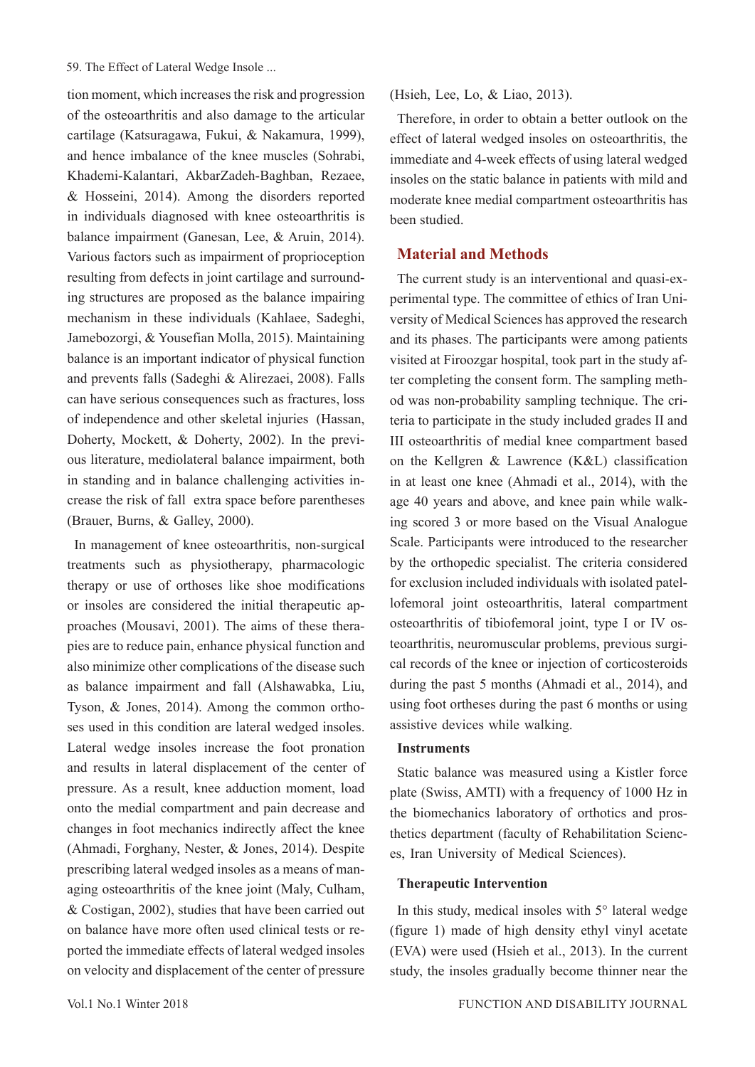tion moment, which increases the risk and progression of the osteoarthritis and also damage to the articular cartilage (Katsuragawa, Fukui, & Nakamura, 1999), and hence imbalance of the knee muscles (Sohrabi, Khademi-Kalantari, AkbarZadeh-Baghban, Rezaee, & Hosseini, 2014). Among the disorders reported in individuals diagnosed with knee osteoarthritis is balance impairment (Ganesan, Lee, & Aruin, 2014). Various factors such as impairment of proprioception resulting from defects in joint cartilage and surrounding structures are proposed as the balance impairing mechanism in these individuals (Kahlaee, Sadeghi, Jamebozorgi, & Yousefian Molla, 2015). Maintaining balance is an important indicator of physical function and prevents falls (Sadeghi & Alirezaei, 2008). Falls can have serious consequences such as fractures, loss of independence and other skeletal injuries (Hassan, Doherty, Mockett, & Doherty, 2002). In the previous literature, mediolateral balance impairment, both in standing and in balance challenging activities increase the risk of fall extra space before parentheses (Brauer, Burns, & Galley, 2000).

In management of knee osteoarthritis, non-surgical treatments such as physiotherapy, pharmacologic therapy or use of orthoses like shoe modifications or insoles are considered the initial therapeutic approaches (Mousavi, 2001). The aims of these therapies are to reduce pain, enhance physical function and also minimize other complications of the disease such as balance impairment and fall (Alshawabka, Liu, Tyson, & Jones, 2014). Among the common orthoses used in this condition are lateral wedged insoles. Lateral wedge insoles increase the foot pronation and results in lateral displacement of the center of pressure. As a result, knee adduction moment, load onto the medial compartment and pain decrease and changes in foot mechanics indirectly affect the knee (Ahmadi, Forghany, Nester, & Jones, 2014). Despite prescribing lateral wedged insoles as a means of managing osteoarthritis of the knee joint (Maly, Culham, & Costigan, 2002), studies that have been carried out on balance have more often used clinical tests or reported the immediate effects of lateral wedged insoles on velocity and displacement of the center of pressure (Hsieh, Lee, Lo, & Liao, 2013).

Therefore, in order to obtain a better outlook on the effect of lateral wedged insoles on osteoarthritis, the immediate and 4-week effects of using lateral wedged insoles on the static balance in patients with mild and moderate knee medial compartment osteoarthritis has been studied.

## Material and Methods

The current study is an interventional and quasi-experimental type. The committee of ethics of Iran University of Medical Sciences has approved the research and its phases. The participants were among patients visited at Firoozgar hospital, took part in the study after completing the consent form. The sampling method was non-probability sampling technique. The criteria to participate in the study included grades II and III osteoarthritis of medial knee compartment based on the Kellgren & Lawrence (K&L) classification in at least one knee (Ahmadi et al., 2014), with the age 40 years and above, and knee pain while walking scored 3 or more based on the Visual Analogue Scale. Participants were introduced to the researcher by the orthopedic specialist. The criteria considered for exclusion included individuals with isolated patellofemoral joint osteoarthritis, lateral compartment osteoarthritis of tibiofemoral joint, type I or IV osteoarthritis, neuromuscular problems, previous surgical records of the knee or injection of corticosteroids during the past 5 months (Ahmadi et al., 2014), and using foot ortheses during the past 6 months or using assistive devices while walking.

### Instruments

Static balance was measured using a Kistler force plate (Swiss, AMTI) with a frequency of 1000 Hz in the biomechanics laboratory of orthotics and prosthetics department (faculty of Rehabilitation Sciences, Iran University of Medical Sciences).

### Therapeutic Intervention

In this study, medical insoles with 5° lateral wedge (figure 1) made of high density ethyl vinyl acetate (EVA) were used (Hsieh et al., 2013). In the current study, the insoles gradually become thinner near the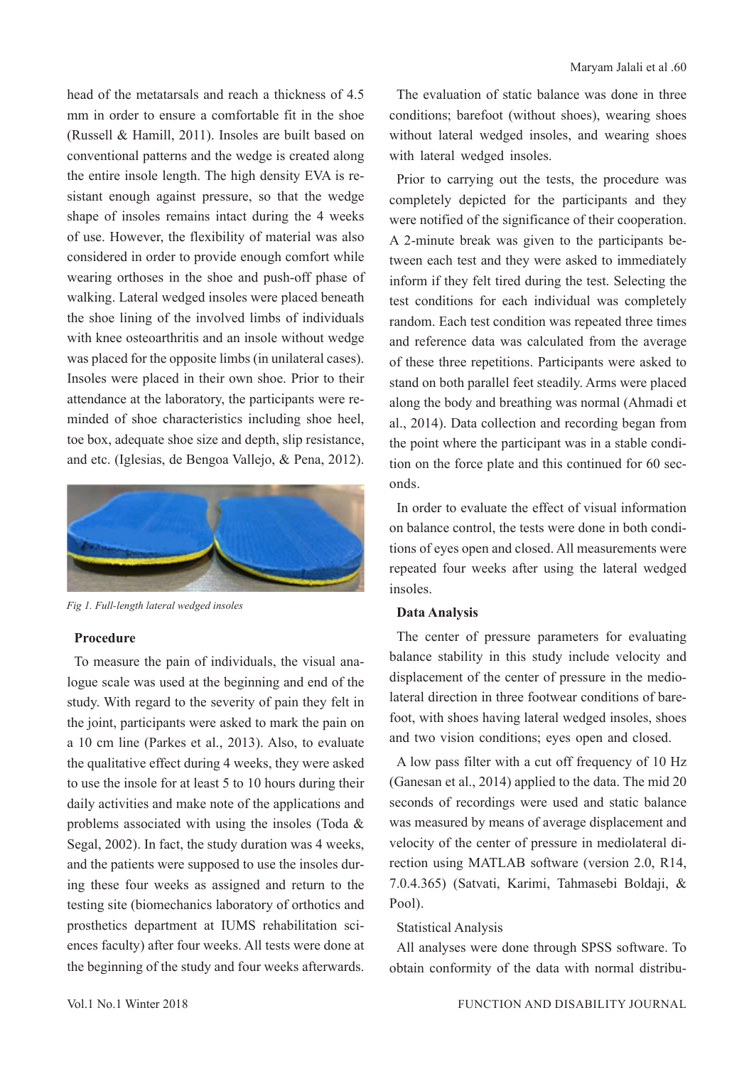head of the metatarsals and reach a thickness of 4.5 mm in order to ensure a comfortable fit in the shoe (Russell & Hamill, 2011). Insoles are built based on conventional patterns and the wedge is created along the entire insole length. The high density EVA is resistant enough against pressure, so that the wedge shape of insoles remains intact during the 4 weeks of use. However, the flexibility of material was also considered in order to provide enough comfort while wearing orthoses in the shoe and push-off phase of walking. Lateral wedged insoles were placed beneath the shoe lining of the involved limbs of individuals with knee osteoarthritis and an insole without wedge was placed for the opposite limbs (in unilateral cases). Insoles were placed in their own shoe. Prior to their attendance at the laboratory, the participants were reminded of shoe characteristics including shoe heel, toe box, adequate shoe size and depth, slip resistance, and etc. (Iglesias, de Bengoa Vallejo, & Pena, 2012).

*Fig 1. Full-length lateral wedged insoles*

### Procedure

To measure the pain of individuals, the visual analogue scale was used at the beginning and end of the study. With regard to the severity of pain they felt in the joint, participants were asked to mark the pain on a 10 cm line (Parkes et al., 2013). Also, to evaluate the qualitative effect during 4 weeks, they were asked to use the insole for at least 5 to 10 hours during their daily activities and make note of the applications and problems associated with using the insoles (Toda & Segal, 2002). In fact, the study duration was 4 weeks, and the patients were supposed to use the insoles during these four weeks as assigned and return to the testing site (biomechanics laboratory of orthotics and prosthetics department at IUMS rehabilitation sciences faculty) after four weeks. All tests were done at the beginning of the study and four weeks afterwards.

The evaluation of static balance was done in three conditions; barefoot (without shoes), wearing shoes without lateral wedged insoles, and wearing shoes with lateral wedged insoles.

Prior to carrying out the tests, the procedure was completely depicted for the participants and they were notified of the significance of their cooperation. A 2-minute break was given to the participants between each test and they were asked to immediately inform if they felt tired during the test. Selecting the test conditions for each individual was completely random. Each test condition was repeated three times and reference data was calculated from the average of these three repetitions. Participants were asked to stand on both parallel feet steadily. Arms were placed along the body and breathing was normal (Ahmadi et al., 2014). Data collection and recording began from the point where the participant was in a stable condition on the force plate and this continued for 60 seconds.

In order to evaluate the effect of visual information on balance control, the tests were done in both conditions of eyes open and closed. All measurements were repeated four weeks after using the lateral wedged insoles.

### Data Analysis

The center of pressure parameters for evaluating balance stability in this study include velocity and displacement of the center of pressure in the mediolateral direction in three footwear conditions of barefoot, with shoes having lateral wedged insoles, shoes and two vision conditions; eyes open and closed.

A low pass filter with a cut off frequency of 10 Hz (Ganesan et al., 2014) applied to the data. The mid 20 seconds of recordings were used and static balance was measured by means of average displacement and velocity of the center of pressure in mediolateral direction using MATLAB software (version 2.0, R14, 7.0.4.365) (Satvati, Karimi, Tahmasebi Boldaji, & Pool).

Statistical Analysis

All analyses were done through SPSS software. To obtain conformity of the data with normal distribu-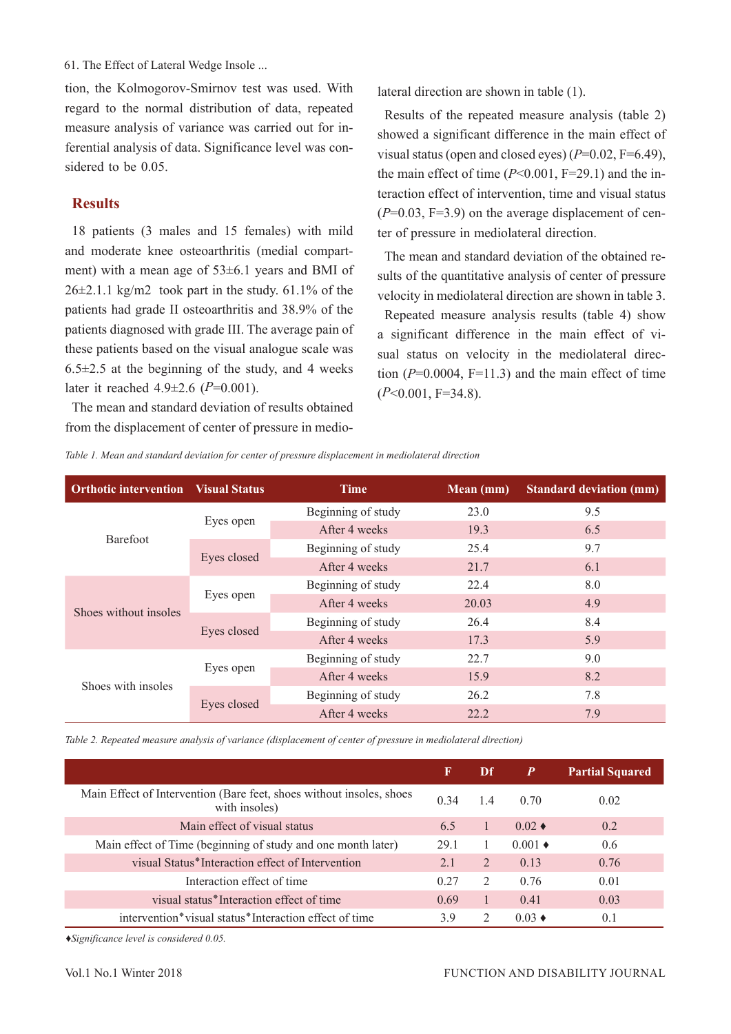tion, the Kolmogorov-Smirnov test was used. With regard to the normal distribution of data, repeated measure analysis of variance was carried out for inferential analysis of data. Significance level was considered to be 0.05.

## Results

18 patients (3 males and 15 females) with mild and moderate knee osteoarthritis (medial compartment) with a mean age of 53±6.1 years and BMI of 26±2.1.1 kg/m2 took part in the study. 61.1% of the patients had grade II osteoarthritis and 38.9% of the patients diagnosed with grade III. The average pain of these patients based on the visual analogue scale was 6.5±2.5 at the beginning of the study, and 4 weeks later it reached 4.9±2.6 ($P$=0.001).

The mean and standard deviation of results obtained from the displacement of center of pressure in mediolateral direction are shown in table (1).

Results of the repeated measure analysis (table 2) showed a significant difference in the main effect of visual status (open and closed eyes) ($P$=0.02, F=6.49), the main effect of time ($P$<0.001, F=29.1) and the interaction effect of intervention, time and visual status ($P$=0.03, F=3.9) on the average displacement of center of pressure in mediolateral direction.

The mean and standard deviation of the obtained results of the quantitative analysis of center of pressure velocity in mediolateral direction are shown in table 3.

Repeated measure analysis results (table 4) show a significant difference in the main effect of visual status on velocity in the mediolateral direction ($P$=0.0004, F=11.3) and the main effect of time ($P$<0.001, F=34.8).

*Table 1. Mean and standard deviation for center of pressure displacement in mediolateral direction*

| Orthotic intervention | Visual Status | Time | Mean (mm) | Standard deviation (mm) |
|---|---|---|---|---|
| Barefoot | Eyes open | Beginning of study | 23.0 | 9.5 |
| | | After 4 weeks | 19.3 | 6.5 |
| | Eyes closed | Beginning of study | 25.4 | 9.7 |
| | | After 4 weeks | 21.7 | 6.1 |
| Shoes without insoles | Eyes open | Beginning of study | 22.4 | 8.0 |
| | | After 4 weeks | 20.03 | 4.9 |
| | Eyes closed | Beginning of study | 26.4 | 8.4 |
| | | After 4 weeks | 17.3 | 5.9 |
| Shoes with insoles | Eyes open | Beginning of study | 22.7 | 9.0 |
| | | After 4 weeks | 15.9 | 8.2 |
| | Eyes closed | Beginning of study | 26.2 | 7.8 |
| | | After 4 weeks | 22.2 | 7.9 |

*Table 2. Repeated measure analysis of variance (displacement of center of pressure in mediolateral direction)*

| | F | Df | *P* | Partial Squared |
|---|---|---|---|---|
| Main Effect of Intervention (Bare feet, shoes without insoles, shoes with insoles) | 0.34 | 1.4 | 0.70 | 0.02 |
| Main effect of visual status | 6.5 | 1 | 0.02 ♦ | 0.2 |
| Main effect of Time (beginning of study and one month later) | 29.1 | 1 | 0.001 ♦ | 0.6 |
| visual Status*Interaction effect of Intervention | 2.1 | 2 | 0.13 | 0.76 |
| Interaction effect of time | 0.27 | 2 | 0.76 | 0.01 |
| visual status*Interaction effect of time | 0.69 | 1 | 0.41 | 0.03 |
| intervention*visual status*Interaction effect of time | 3.9 | 2 | 0.03 ♦ | 0.1 |

*♦Significance level is considered 0.05.*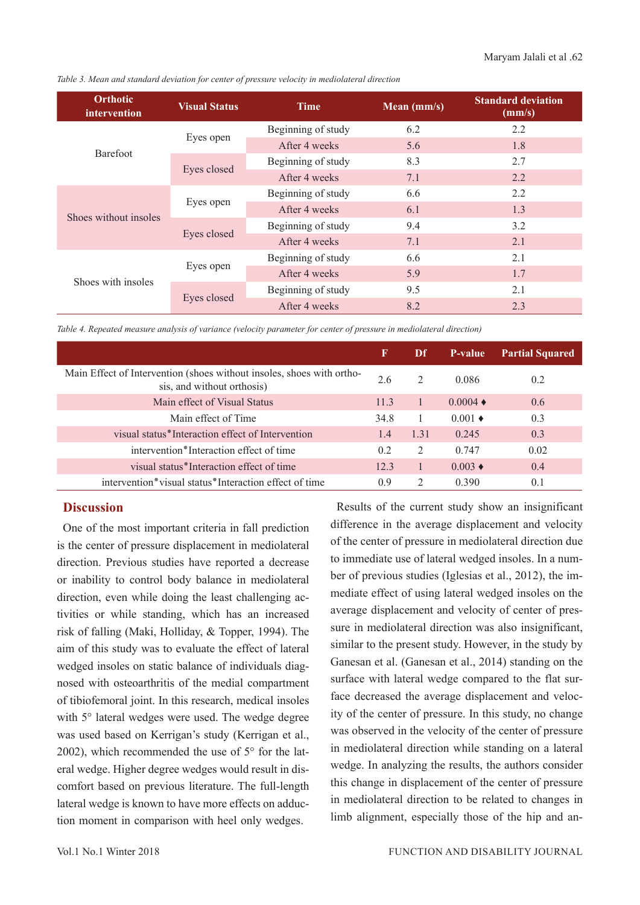*Table 3. Mean and standard deviation for center of pressure velocity in mediolateral direction*

| Orthotic intervention | Visual Status | Time | Mean (mm/s) | Standard deviation (mm/s) |
|---|---|---|---|---|
| Barefoot | Eyes open | Beginning of study | 6.2 | 2.2 |
| | | After 4 weeks | 5.6 | 1.8 |
| | Eyes closed | Beginning of study | 8.3 | 2.7 |
| | | After 4 weeks | 7.1 | 2.2 |
| Shoes without insoles | Eyes open | Beginning of study | 6.6 | 2.2 |
| | | After 4 weeks | 6.1 | 1.3 |
| | Eyes closed | Beginning of study | 9.4 | 3.2 |
| | | After 4 weeks | 7.1 | 2.1 |
| Shoes with insoles | Eyes open | Beginning of study | 6.6 | 2.1 |
| | | After 4 weeks | 5.9 | 1.7 |
| | Eyes closed | Beginning of study | 9.5 | 2.1 |
| | | After 4 weeks | 8.2 | 2.3 |

*Table 4. Repeated measure analysis of variance (velocity parameter for center of pressure in mediolateral direction)*

| | F | Df | P-value | Partial Squared |
|---|---|---|---|---|
| Main Effect of Intervention (shoes without insoles, shoes with orthosis, and without orthosis) | 2.6 | 2 | 0.086 | 0.2 |
| Main effect of Visual Status | 11.3 | 1 | 0.0004 ♦ | 0.6 |
| Main effect of Time | 34.8 | 1 | 0.001 ♦ | 0.3 |
| visual status*Interaction effect of Intervention | 1.4 | 1.31 | 0.245 | 0.3 |
| intervention*Interaction effect of time | 0.2 | 2 | 0.747 | 0.02 |
| visual status*Interaction effect of time | 12.3 | 1 | 0.003 ♦ | 0.4 |
| intervention*visual status*Interaction effect of time | 0.9 | 2 | 0.390 | 0.1 |

## Discussion

One of the most important criteria in fall prediction is the center of pressure displacement in mediolateral direction. Previous studies have reported a decrease or inability to control body balance in mediolateral direction, even while doing the least challenging activities or while standing, which has an increased risk of falling (Maki, Holliday, & Topper, 1994). The aim of this study was to evaluate the effect of lateral wedged insoles on static balance of individuals diagnosed with osteoarthritis of the medial compartment of tibiofemoral joint. In this research, medical insoles with 5° lateral wedges were used. The wedge degree was used based on Kerrigan's study (Kerrigan et al., 2002), which recommended the use of 5° for the lateral wedge. Higher degree wedges would result in discomfort based on previous literature. The full-length lateral wedge is known to have more effects on adduction moment in comparison with heel only wedges.

Results of the current study show an insignificant difference in the average displacement and velocity of the center of pressure in mediolateral direction due to immediate use of lateral wedged insoles. In a number of previous studies (Iglesias et al., 2012), the immediate effect of using lateral wedged insoles on the average displacement and velocity of center of pressure in mediolateral direction was also insignificant, similar to the present study. However, in the study by Ganesan et al. (Ganesan et al., 2014) standing on the surface with lateral wedge compared to the flat surface decreased the average displacement and velocity of the center of pressure. In this study, no change was observed in the velocity of the center of pressure in mediolateral direction while standing on a lateral wedge. In analyzing the results, the authors consider this change in displacement of the center of pressure in mediolateral direction to be related to changes in limb alignment, especially those of the hip and an-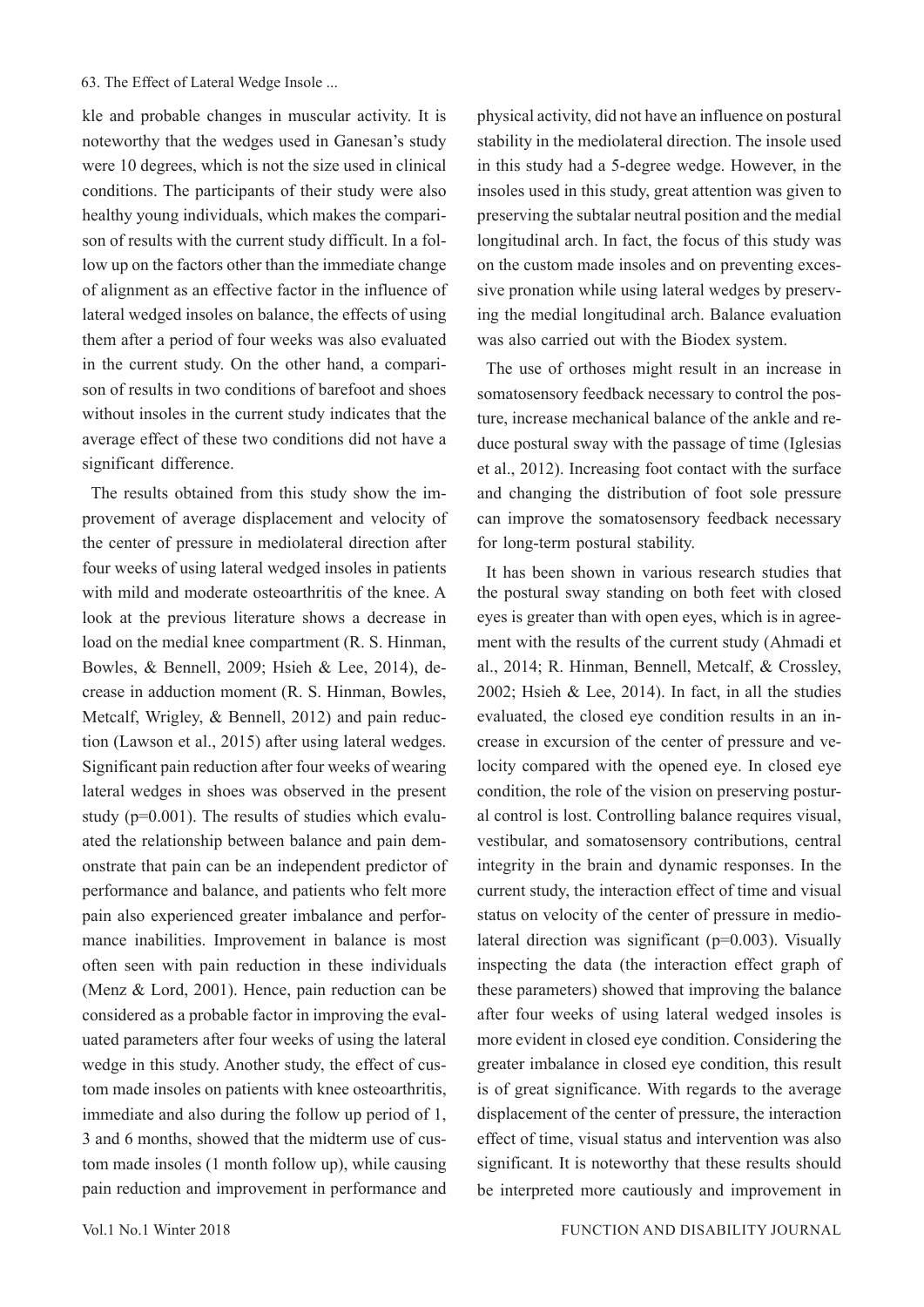kle and probable changes in muscular activity. It is noteworthy that the wedges used in Ganesan's study were 10 degrees, which is not the size used in clinical conditions. The participants of their study were also healthy young individuals, which makes the comparison of results with the current study difficult. In a follow up on the factors other than the immediate change of alignment as an effective factor in the influence of lateral wedged insoles on balance, the effects of using them after a period of four weeks was also evaluated in the current study. On the other hand, a comparison of results in two conditions of barefoot and shoes without insoles in the current study indicates that the average effect of these two conditions did not have a significant difference.

The results obtained from this study show the improvement of average displacement and velocity of the center of pressure in mediolateral direction after four weeks of using lateral wedged insoles in patients with mild and moderate osteoarthritis of the knee. A look at the previous literature shows a decrease in load on the medial knee compartment (R. S. Hinman, Bowles, & Bennell, 2009; Hsieh & Lee, 2014), decrease in adduction moment (R. S. Hinman, Bowles, Metcalf, Wrigley, & Bennell, 2012) and pain reduction (Lawson et al., 2015) after using lateral wedges. Significant pain reduction after four weeks of wearing lateral wedges in shoes was observed in the present study ($p=0.001$). The results of studies which evaluated the relationship between balance and pain demonstrate that pain can be an independent predictor of performance and balance, and patients who felt more pain also experienced greater imbalance and performance inabilities. Improvement in balance is most often seen with pain reduction in these individuals (Menz & Lord, 2001). Hence, pain reduction can be considered as a probable factor in improving the evaluated parameters after four weeks of using the lateral wedge in this study. Another study, the effect of custom made insoles on patients with knee osteoarthritis, immediate and also during the follow up period of 1, 3 and 6 months, showed that the midterm use of custom made insoles (1 month follow up), while causing pain reduction and improvement in performance and physical activity, did not have an influence on postural stability in the mediolateral direction. The insole used in this study had a 5-degree wedge. However, in the insoles used in this study, great attention was given to preserving the subtalar neutral position and the medial longitudinal arch. In fact, the focus of this study was on the custom made insoles and on preventing excessive pronation while using lateral wedges by preserving the medial longitudinal arch. Balance evaluation was also carried out with the Biodex system.

The use of orthoses might result in an increase in somatosensory feedback necessary to control the posture, increase mechanical balance of the ankle and reduce postural sway with the passage of time (Iglesias et al., 2012). Increasing foot contact with the surface and changing the distribution of foot sole pressure can improve the somatosensory feedback necessary for long-term postural stability.

It has been shown in various research studies that the postural sway standing on both feet with closed eyes is greater than with open eyes, which is in agreement with the results of the current study (Ahmadi et al., 2014; R. Hinman, Bennell, Metcalf, & Crossley, 2002; Hsieh & Lee, 2014). In fact, in all the studies evaluated, the closed eye condition results in an increase in excursion of the center of pressure and velocity compared with the opened eye. In closed eye condition, the role of the vision on preserving postural control is lost. Controlling balance requires visual, vestibular, and somatosensory contributions, central integrity in the brain and dynamic responses. In the current study, the interaction effect of time and visual status on velocity of the center of pressure in mediolateral direction was significant ($p=0.003$). Visually inspecting the data (the interaction effect graph of these parameters) showed that improving the balance after four weeks of using lateral wedged insoles is more evident in closed eye condition. Considering the greater imbalance in closed eye condition, this result is of great significance. With regards to the average displacement of the center of pressure, the interaction effect of time, visual status and intervention was also significant. It is noteworthy that these results should be interpreted more cautiously and improvement in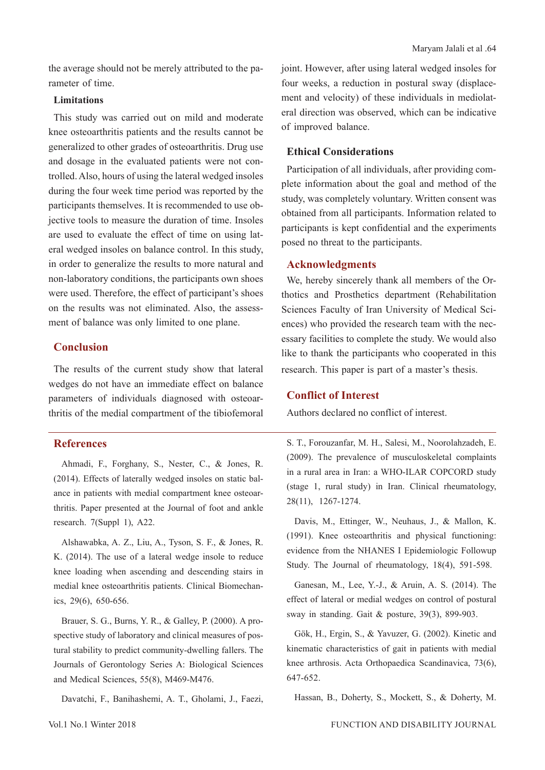the average should not be merely attributed to the parameter of time.

### Limitations

This study was carried out on mild and moderate knee osteoarthritis patients and the results cannot be generalized to other grades of osteoarthritis. Drug use and dosage in the evaluated patients were not controlled. Also, hours of using the lateral wedged insoles during the four week time period was reported by the participants themselves. It is recommended to use objective tools to measure the duration of time. Insoles are used to evaluate the effect of time on using lateral wedged insoles on balance control. In this study, in order to generalize the results to more natural and non-laboratory conditions, the participants own shoes were used. Therefore, the effect of participant's shoes on the results was not eliminated. Also, the assessment of balance was only limited to one plane.

## Conclusion

The results of the current study show that lateral wedges do not have an immediate effect on balance parameters of individuals diagnosed with osteoarthritis of the medial compartment of the tibiofemoral joint. However, after using lateral wedged insoles for four weeks, a reduction in postural sway (displacement and velocity) of these individuals in mediolateral direction was observed, which can be indicative of improved balance.

### Ethical Considerations

Participation of all individuals, after providing complete information about the goal and method of the study, was completely voluntary. Written consent was obtained from all participants. Information related to participants is kept confidential and the experiments posed no threat to the participants.

## Acknowledgments

We, hereby sincerely thank all members of the Orthotics and Prosthetics department (Rehabilitation Sciences Faculty of Iran University of Medical Sciences) who provided the research team with the necessary facilities to complete the study. We would also like to thank the participants who cooperated in this research. This paper is part of a master's thesis.

## Conflict of Interest

Authors declared no conflict of interest.

## References

Ahmadi, F., Forghany, S., Nester, C., & Jones, R. (2014). Effects of laterally wedged insoles on static balance in patients with medial compartment knee osteoarthritis. Paper presented at the Journal of foot and ankle research. 7(Suppl 1), A22.

Alshawabka, A. Z., Liu, A., Tyson, S. F., & Jones, R. K. (2014). The use of a lateral wedge insole to reduce knee loading when ascending and descending stairs in medial knee osteoarthritis patients. Clinical Biomechanics, 29(6), 650-656.

Brauer, S. G., Burns, Y. R., & Galley, P. (2000). A prospective study of laboratory and clinical measures of postural stability to predict community-dwelling fallers. The Journals of Gerontology Series A: Biological Sciences and Medical Sciences, 55(8), M469-M476.

Davatchi, F., Banihashemi, A. T., Gholami, J., Faezi, S. T., Forouzanfar, M. H., Salesi, M., Noorolahzadeh, E. (2009). The prevalence of musculoskeletal complaints in a rural area in Iran: a WHO-ILAR COPCORD study (stage 1, rural study) in Iran. Clinical rheumatology, 28(11), 1267-1274.

Davis, M., Ettinger, W., Neuhaus, J., & Mallon, K. (1991). Knee osteoarthritis and physical functioning: evidence from the NHANES I Epidemiologic Followup Study. The Journal of rheumatology, 18(4), 591-598.

Ganesan, M., Lee, Y.-J., & Aruin, A. S. (2014). The effect of lateral or medial wedges on control of postural sway in standing. Gait & posture, 39(3), 899-903.

Gök, H., Ergin, S., & Yavuzer, G. (2002). Kinetic and kinematic characteristics of gait in patients with medial knee arthrosis. Acta Orthopaedica Scandinavica, 73(6), 647-652.

Hassan, B., Doherty, S., Mockett, S., & Doherty, M.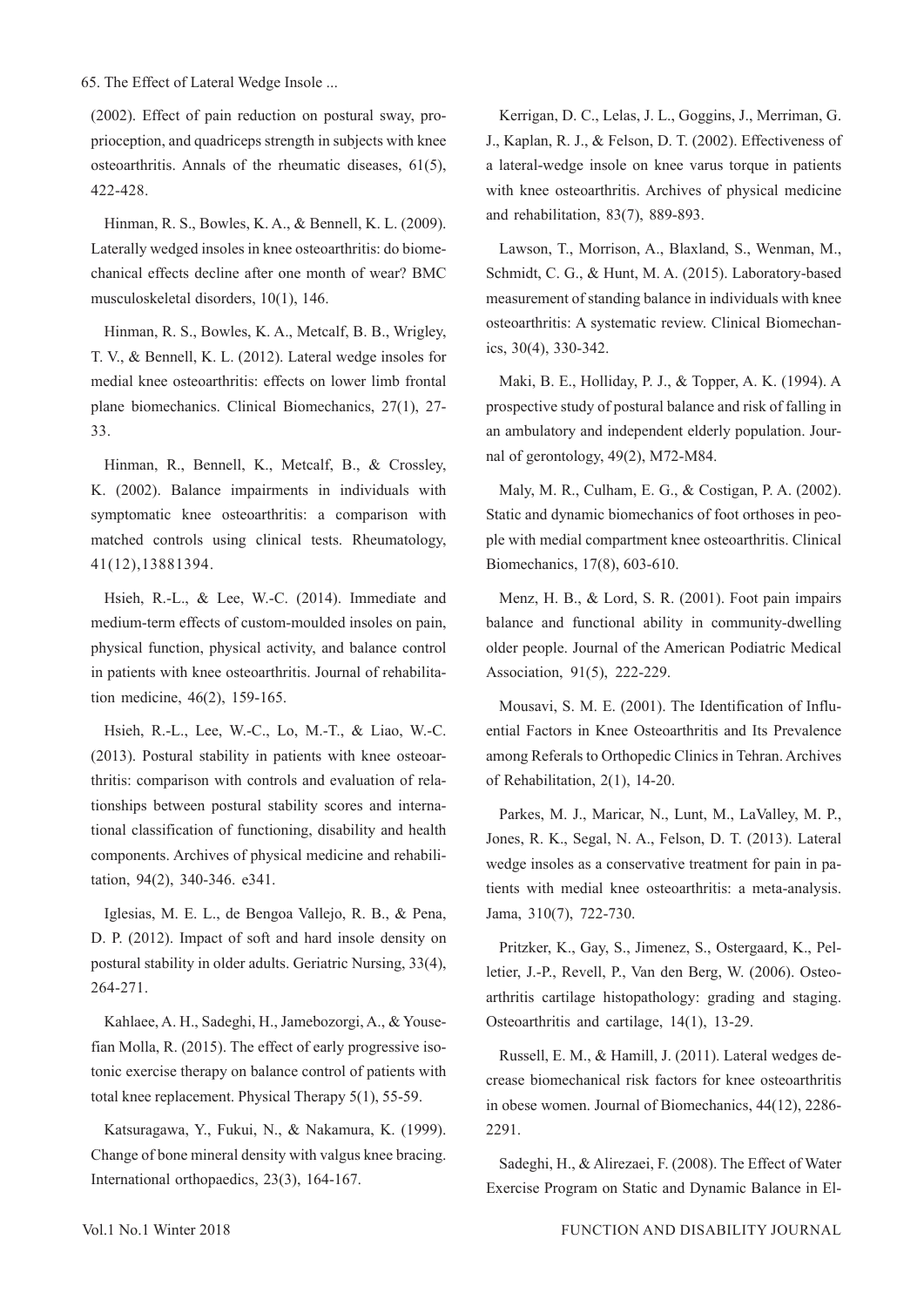(2002). Effect of pain reduction on postural sway, proprioception, and quadriceps strength in subjects with knee osteoarthritis. Annals of the rheumatic diseases, 61(5), 422-428.

Hinman, R. S., Bowles, K. A., & Bennell, K. L. (2009). Laterally wedged insoles in knee osteoarthritis: do biomechanical effects decline after one month of wear? BMC musculoskeletal disorders, 10(1), 146.

Hinman, R. S., Bowles, K. A., Metcalf, B. B., Wrigley, T. V., & Bennell, K. L. (2012). Lateral wedge insoles for medial knee osteoarthritis: effects on lower limb frontal plane biomechanics. Clinical Biomechanics, 27(1), 27-33.

Hinman, R., Bennell, K., Metcalf, B., & Crossley, K. (2002). Balance impairments in individuals with symptomatic knee osteoarthritis: a comparison with matched controls using clinical tests. Rheumatology, 41(12),13881394.

Hsieh, R.-L., & Lee, W.-C. (2014). Immediate and medium-term effects of custom-moulded insoles on pain, physical function, physical activity, and balance control in patients with knee osteoarthritis. Journal of rehabilitation medicine, 46(2), 159-165.

Hsieh, R.-L., Lee, W.-C., Lo, M.-T., & Liao, W.-C. (2013). Postural stability in patients with knee osteoarthritis: comparison with controls and evaluation of relationships between postural stability scores and international classification of functioning, disability and health components. Archives of physical medicine and rehabilitation, 94(2), 340-346. e341.

Iglesias, M. E. L., de Bengoa Vallejo, R. B., & Pena, D. P. (2012). Impact of soft and hard insole density on postural stability in older adults. Geriatric Nursing, 33(4), 264-271.

Kahlaee, A. H., Sadeghi, H., Jamebozorgi, A., & Yousefian Molla, R. (2015). The effect of early progressive isotonic exercise therapy on balance control of patients with total knee replacement. Physical Therapy 5(1), 55-59.

Katsuragawa, Y., Fukui, N., & Nakamura, K. (1999). Change of bone mineral density with valgus knee bracing. International orthopaedics, 23(3), 164-167.

Kerrigan, D. C., Lelas, J. L., Goggins, J., Merriman, G. J., Kaplan, R. J., & Felson, D. T. (2002). Effectiveness of a lateral-wedge insole on knee varus torque in patients with knee osteoarthritis. Archives of physical medicine and rehabilitation, 83(7), 889-893.

Lawson, T., Morrison, A., Blaxland, S., Wenman, M., Schmidt, C. G., & Hunt, M. A. (2015). Laboratory-based measurement of standing balance in individuals with knee osteoarthritis: A systematic review. Clinical Biomechanics, 30(4), 330-342.

Maki, B. E., Holliday, P. J., & Topper, A. K. (1994). A prospective study of postural balance and risk of falling in an ambulatory and independent elderly population. Journal of gerontology, 49(2), M72-M84.

Maly, M. R., Culham, E. G., & Costigan, P. A. (2002). Static and dynamic biomechanics of foot orthoses in people with medial compartment knee osteoarthritis. Clinical Biomechanics, 17(8), 603-610.

Menz, H. B., & Lord, S. R. (2001). Foot pain impairs balance and functional ability in community-dwelling older people. Journal of the American Podiatric Medical Association, 91(5), 222-229.

Mousavi, S. M. E. (2001). The Identification of Influential Factors in Knee Osteoarthritis and Its Prevalence among Referals to Orthopedic Clinics in Tehran. Archives of Rehabilitation, 2(1), 14-20.

Parkes, M. J., Maricar, N., Lunt, M., LaValley, M. P., Jones, R. K., Segal, N. A., Felson, D. T. (2013). Lateral wedge insoles as a conservative treatment for pain in patients with medial knee osteoarthritis: a meta-analysis. Jama, 310(7), 722-730.

Pritzker, K., Gay, S., Jimenez, S., Ostergaard, K., Pelletier, J.-P., Revell, P., Van den Berg, W. (2006). Osteoarthritis cartilage histopathology: grading and staging. Osteoarthritis and cartilage, 14(1), 13-29.

Russell, E. M., & Hamill, J. (2011). Lateral wedges decrease biomechanical risk factors for knee osteoarthritis in obese women. Journal of Biomechanics, 44(12), 2286-2291.

Sadeghi, H., & Alirezaei, F. (2008). The Effect of Water Exercise Program on Static and Dynamic Balance in El-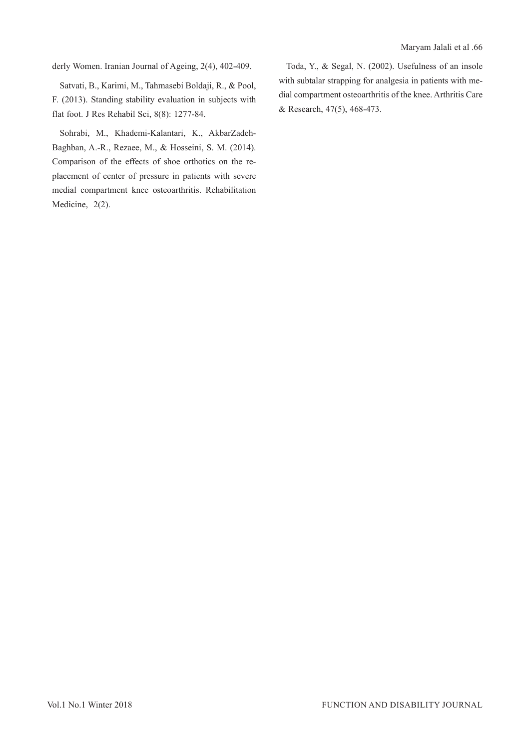derly Women. Iranian Journal of Ageing, 2(4), 402-409.

Satvati, B., Karimi, M., Tahmasebi Boldaji, R., & Pool, F. (2013). Standing stability evaluation in subjects with flat foot. J Res Rehabil Sci, 8(8): 1277-84.

Sohrabi, M., Khademi-Kalantari, K., AkbarZadeh-Baghban, A.-R., Rezaee, M., & Hosseini, S. M. (2014). Comparison of the effects of shoe orthotics on the replacement of center of pressure in patients with severe medial compartment knee osteoarthritis. Rehabilitation Medicine, 2(2).

Toda, Y., & Segal, N. (2002). Usefulness of an insole with subtalar strapping for analgesia in patients with medial compartment osteoarthritis of the knee. Arthritis Care & Research, 47(5), 468-473.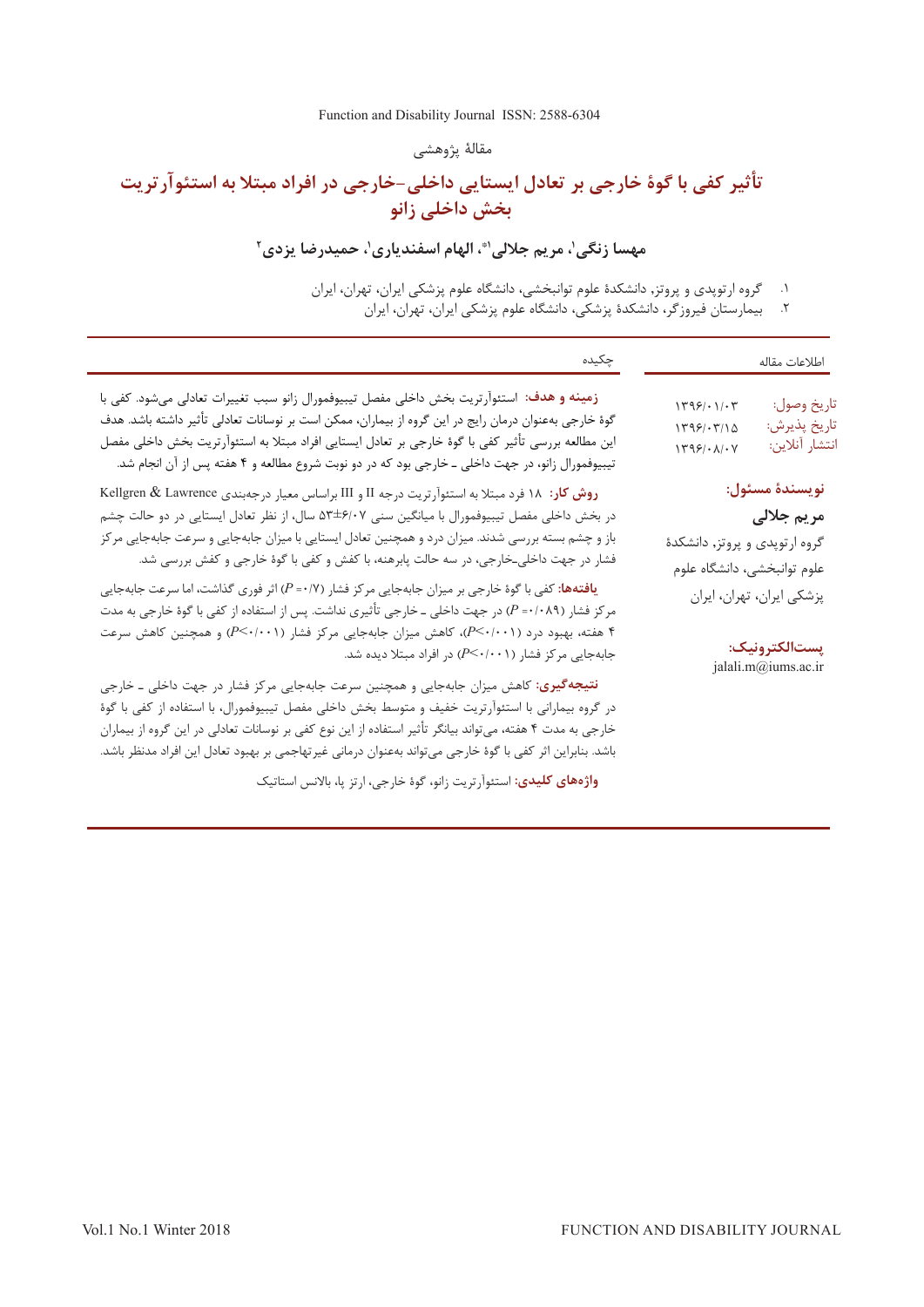مقالهٔ پژوهشی

# تأثیر کفی با گوهٔ خارجی بر تعادل ایستایی داخلی-خارجی در افراد مبتلا به استئوآرتریت بخش داخلی زانو

**مهسا زنگی[1]، مریم جلالی[1*]، الهام اسفندیاری[1]، حمیدرضا یزدی[2]**

۱. گروه ارتوپدی و پروتز، دانشکدهٔ علوم توانبخشی، دانشگاه علوم پزشکی ایران، تهران، ایران

۲. بیمارستان فیروزگر، دانشکدهٔ پزشکی، دانشگاه علوم پزشکی ایران، تهران، ایران

---

## اطلاعات مقاله

تاریخ وصول: ۱۳۹۶/۰۱/۰۳

تاریخ پذیرش: ۱۳۹۶/۰۳/۱۵

انتشار آنلاین: ۱۳۹۶/۰۸/۰۷

**نویسندهٔ مسئول:**

**مریم جلالی**

گروه ارتوپدی و پروتز، دانشکدهٔ علوم توانبخشی، دانشگاه علوم پزشکی ایران، تهران، ایران

**پست‌الکترونیک:**

jalali.m@iums.ac.ir

## چکیده

**زمینه و هدف:** استئوآرتریت بخش داخلی مفصل تیبیوفمورال زانو سبب تغییرات تعادلی می‌شود. کفی با گوهٔ خارجی به‌عنوان درمان رایج در این گروه از بیماران، ممکن است بر نوسانات تعادلی تأثیر داشته باشد. هدف این مطالعه بررسی تأثیر کفی با گوهٔ خارجی بر تعادل ایستایی افراد مبتلا به استئوآرتریت بخش داخلی مفصل تیبیوفمورال زانو، در جهت داخلی ـ خارجی بود که در دو نوبت شروع مطالعه و ۴ هفته پس از آن انجام شد.

**روش کار:** ۱۸ فرد مبتلا به استئوآرتریت درجه II و III براساس معیار درجه‌بندی Kellgren & Lawrence در بخش داخلی مفصل تیبیوفمورال با میانگین سنی ۶/۰۷±۵۳ سال، از نظر تعادل ایستایی در دو حالت چشم باز و چشم بسته بررسی شدند. میزان درد و همچنین تعادل ایستایی با میزان جابه‌جایی و سرعت جابه‌جایی مرکز فشار در جهت داخلی-خارجی، در سه حالت پابرهنه، با کفش و کفی با گوهٔ خارجی و کفش بررسی شد.

**یافته‌ها:** کفی با گوهٔ خارجی بر میزان جابه‌جایی مرکز فشار ($P=۰/۷$) اثر فوری گذاشت، اما سرعت جابه‌جایی مرکز فشار ($P=۰/۰۸۹$) در جهت داخلی ـ خارجی تأثیری نداشت. پس از استفاده از کفی با گوهٔ خارجی به مدت ۴ هفته، بهبود درد ($P<۰/۰۰۱$)، کاهش میزان جابه‌جایی مرکز فشار ($P<۰/۰۰۱$) و همچنین کاهش سرعت جابه‌جایی مرکز فشار ($P<۰/۰۰۱$) در افراد مبتلا دیده شد.

**نتیجه‌گیری:** کاهش میزان جابه‌جایی و همچنین سرعت جابه‌جایی مرکز فشار در جهت داخلی ـ خارجی در گروه بیمارانی با استئوآرتریت خفیف و متوسط بخش داخلی مفصل تیبیوفمورال، با استفاده از کفی با گوهٔ خارجی به مدت ۴ هفته، می‌تواند بیانگر تأثیر استفاده از این نوع کفی بر نوسانات تعادلی در این گروه از بیماران باشد. بنابراین اثر کفی با گوهٔ خارجی می‌تواند به‌عنوان درمانی غیرتهاجمی بر بهبود تعادل این افراد مدنظر باشد.

**واژه‌های کلیدی:** استئوآرتریت زانو، گوهٔ خارجی، ارتز پا، بالانس استاتیک